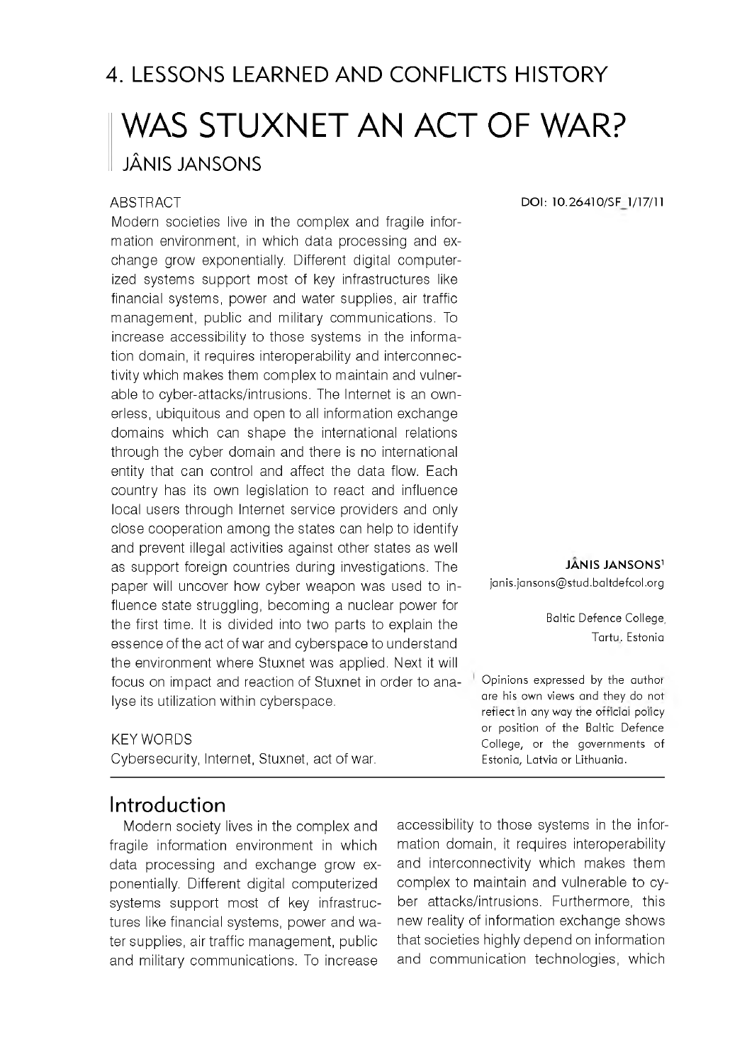# 4. LESSONS LEARNED AND CONFLICTS HISTORY

# WAS STUXNET AN ACT OF WAR?

## JÂNIS JANSONS

DOI: 10.26410/SF_1/17/11

**JÂNIS JANSONS**[1]
janis.jansons@stud.baltdefcol.org

Baltic Defence College, Tartu, Estonia

[1] Opinions expressed by the author are his own views and they do not reflect in any way the official policy or position of the Baltic Defence College, or the governments of Estonia, Latvia or Lithuania.

### ABSTRACT

Modern societies live in the complex and fragile information environment, in which data processing and exchange grow exponentially. Different digital computerized systems support most of key infrastructures like financial systems, power and water supplies, air traffic management, public and military communications. To increase accessibility to those systems in the information domain, it requires interoperability and interconnectivity which makes them complex to maintain and vulnerable to cyber-attacks/intrusions. The Internet is an ownerless, ubiquitous and open to all information exchange domains which can shape the international relations through the cyber domain and there is no international entity that can control and affect the data flow. Each country has its own legislation to react and influence local users through Internet service providers and only close cooperation among the states can help to identify and prevent illegal activities against other states as well as support foreign countries during investigations. The paper will uncover how cyber weapon was used to influence state struggling, becoming a nuclear power for the first time. It is divided into two parts to explain the essence of the act of war and cyberspace to understand the environment where Stuxnet was applied. Next it will focus on impact and reaction of Stuxnet in order to analyse its utilization within cyberspace.

### KEY WORDS

Cybersecurity, Internet, Stuxnet, act of war.

## Introduction

Modern society lives in the complex and fragile information environment in which data processing and exchange grow exponentially. Different digital computerized systems support most of key infrastructures like financial systems, power and water supplies, air traffic management, public and military communications. To increase accessibility to those systems in the information domain, it requires interoperability and interconnectivity which makes them complex to maintain and vulnerable to cyber attacks/intrusions. Furthermore, this new reality of information exchange shows that societies highly depend on information and communication technologies, which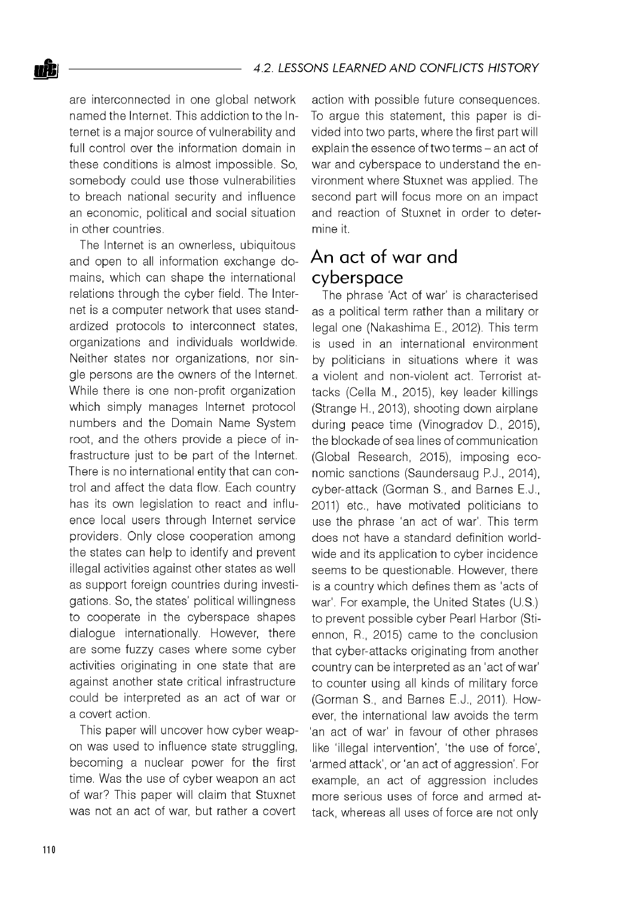are interconnected in one global network named the Internet. This addiction to the Internet is a major source of vulnerability and full control over the information domain in these conditions is almost impossible. So, somebody could use those vulnerabilities to breach national security and influence an economic, political and social situation in other countries.

The Internet is an ownerless, ubiquitous and open to all information exchange domains, which can shape the international relations through the cyber field. The Internet is a computer network that uses standardized protocols to interconnect states, organizations and individuals worldwide. Neither states nor organizations, nor single persons are the owners of the Internet. While there is one non-profit organization which simply manages Internet protocol numbers and the Domain Name System root, and the others provide a piece of infrastructure just to be part of the Internet. There is no international entity that can control and affect the data flow. Each country has its own legislation to react and influence local users through Internet service providers. Only close cooperation among the states can help to identify and prevent illegal activities against other states as well as support foreign countries during investigations. So, the states' political willingness to cooperate in the cyberspace shapes dialogue internationally. However, there are some fuzzy cases where some cyber activities originating in one state that are against another state critical infrastructure could be interpreted as an act of war or a covert action.

This paper will uncover how cyber weapon was used to influence state struggling, becoming a nuclear power for the first time. Was the use of cyber weapon an act of war? This paper will claim that Stuxnet was not an act of war, but rather a covert action with possible future consequences. To argue this statement, this paper is divided into two parts, where the first part will explain the essence of two terms – an act of war and cyberspace to understand the environment where Stuxnet was applied. The second part will focus more on an impact and reaction of Stuxnet in order to determine it.

## An act of war and cyberspace

The phrase 'Act of war' is characterised as a political term rather than a military or legal one (Nakashima E., 2012). This term is used in an international environment by politicians in situations where it was a violent and non-violent act. Terrorist attacks (Cella M., 2015), key leader killings (Strange H., 2013), shooting down airplane during peace time (Vinogradov D., 2015), the blockade of sea lines of communication (Global Research, 2015), imposing economic sanctions (Saundersaug P.J., 2014), cyber-attack (Gorman S., and Barnes E.J., 2011) etc., have motivated politicians to use the phrase 'an act of war'. This term does not have a standard definition worldwide and its application to cyber incidence seems to be questionable. However, there is a country which defines them as 'acts of war'. For example, the United States (U.S.) to prevent possible cyber Pearl Harbor (Stiennon, R., 2015) came to the conclusion that cyber-attacks originating from another country can be interpreted as an 'act of war' to counter using all kinds of military force (Gorman S., and Barnes E.J., 2011). However, the international law avoids the term 'an act of war' in favour of other phrases like 'illegal intervention', 'the use of force', 'armed attack', or 'an act of aggression'. For example, an act of aggression includes more serious uses of force and armed attack, whereas all uses of force are not only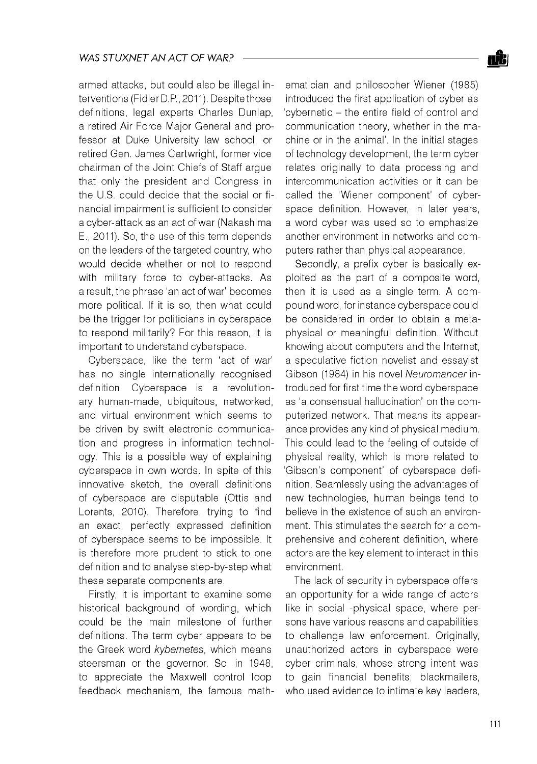armed attacks, but could also be illegal interventions (Fidler D.P., 2011). Despite those definitions, legal experts Charles Dunlap, a retired Air Force Major General and professor at Duke University law school, or retired Gen. James Cartwright, former vice chairman of the Joint Chiefs of Staff argue that only the president and Congress in the U.S. could decide that the social or financial impairment is sufficient to consider a cyber-attack as an act of war (Nakashima E., 2011). So, the use of this term depends on the leaders of the targeted country, who would decide whether or not to respond with military force to cyber-attacks. As a result, the phrase 'an act of war' becomes more political. If it is so, then what could be the trigger for politicians in cyberspace to respond militarily? For this reason, it is important to understand cyberspace.

Cyberspace, like the term 'act of war' has no single internationally recognised definition. Cyberspace is a revolutionary human-made, ubiquitous, networked, and virtual environment which seems to be driven by swift electronic communication and progress in information technology. This is a possible way of explaining cyberspace in own words. In spite of this innovative sketch, the overall definitions of cyberspace are disputable (Ottis and Lorents, 2010). Therefore, trying to find an exact, perfectly expressed definition of cyberspace seems to be impossible. It is therefore more prudent to stick to one definition and to analyse step-by-step what these separate components are.

Firstly, it is important to examine some historical background of wording, which could be the main milestone of further definitions. The term cyber appears to be the Greek word *kybernetes*, which means steersman or the governor. So, in 1948, to appreciate the Maxwell control loop feedback mechanism, the famous mathematician and philosopher Wiener (1985) introduced the first application of cyber as 'cybernetic – the entire field of control and communication theory, whether in the machine or in the animal'. In the initial stages of technology development, the term cyber relates originally to data processing and intercommunication activities or it can be called the 'Wiener component' of cyberspace definition. However, in later years, a word cyber was used so to emphasize another environment in networks and computers rather than physical appearance.

Secondly, a prefix cyber is basically exploited as the part of a composite word, then it is used as a single term. A compound word, for instance cyberspace could be considered in order to obtain a metaphysical or meaningful definition. Without knowing about computers and the Internet, a speculative fiction novelist and essayist Gibson (1984) in his novel *Neuromancer* introduced for first time the word cyberspace as 'a consensual hallucination' on the computerized network. That means its appearance provides any kind of physical medium. This could lead to the feeling of outside of physical reality, which is more related to 'Gibson's component' of cyberspace definition. Seamlessly using the advantages of new technologies, human beings tend to believe in the existence of such an environment. This stimulates the search for a comprehensive and coherent definition, where actors are the key element to interact in this environment.

The lack of security in cyberspace offers an opportunity for a wide range of actors like in social -physical space, where persons have various reasons and capabilities to challenge law enforcement. Originally, unauthorized actors in cyberspace were cyber criminals, whose strong intent was to gain financial benefits; blackmailers, who used evidence to intimate key leaders,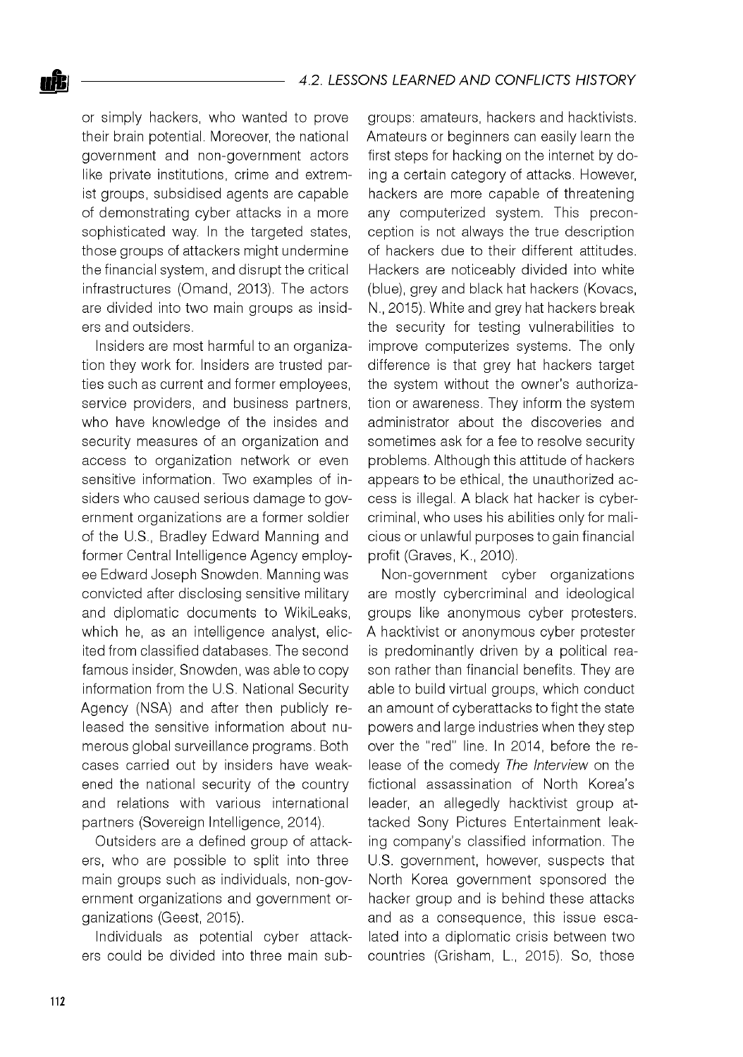or simply hackers, who wanted to prove their brain potential. Moreover, the national government and non-government actors like private institutions, crime and extremist groups, subsidised agents are capable of demonstrating cyber attacks in a more sophisticated way. In the targeted states, those groups of attackers might undermine the financial system, and disrupt the critical infrastructures (Omand, 2013). The actors are divided into two main groups as insiders and outsiders.

Insiders are most harmful to an organization they work for. Insiders are trusted parties such as current and former employees, service providers, and business partners, who have knowledge of the insides and security measures of an organization and access to organization network or even sensitive information. Two examples of insiders who caused serious damage to government organizations are a former soldier of the U.S., Bradley Edward Manning and former Central Intelligence Agency employee Edward Joseph Snowden. Manning was convicted after disclosing sensitive military and diplomatic documents to WikiLeaks, which he, as an intelligence analyst, elicited from classified databases. The second famous insider, Snowden, was able to copy information from the U.S. National Security Agency (NSA) and after then publicly released the sensitive information about numerous global surveillance programs. Both cases carried out by insiders have weakened the national security of the country and relations with various international partners (Sovereign Intelligence, 2014).

Outsiders are a defined group of attackers, who are possible to split into three main groups such as individuals, non-government organizations and government organizations (Geest, 2015).

Individuals as potential cyber attackers could be divided into three main subgroups: amateurs, hackers and hacktivists. Amateurs or beginners can easily learn the first steps for hacking on the internet by doing a certain category of attacks. However, hackers are more capable of threatening any computerized system. This preconception is not always the true description of hackers due to their different attitudes. Hackers are noticeably divided into white (blue), grey and black hat hackers (Kovacs, N., 2015). White and grey hat hackers break the security for testing vulnerabilities to improve computerizes systems. The only difference is that grey hat hackers target the system without the owner's authorization or awareness. They inform the system administrator about the discoveries and sometimes ask for a fee to resolve security problems. Although this attitude of hackers appears to be ethical, the unauthorized access is illegal. A black hat hacker is cybercriminal, who uses his abilities only for malicious or unlawful purposes to gain financial profit (Graves, K., 2010).

Non-government cyber organizations are mostly cybercriminal and ideological groups like anonymous cyber protesters. A hacktivist or anonymous cyber protester is predominantly driven by a political reason rather than financial benefits. They are able to build virtual groups, which conduct an amount of cyberattacks to fight the state powers and large industries when they step over the "red" line. In 2014, before the release of the comedy *The Interview* on the fictional assassination of North Korea's leader, an allegedly hacktivist group attacked Sony Pictures Entertainment leaking company's classified information. The U.S. government, however, suspects that North Korea government sponsored the hacker group and is behind these attacks and as a consequence, this issue escalated into a diplomatic crisis between two countries (Grisham, L., 2015). So, those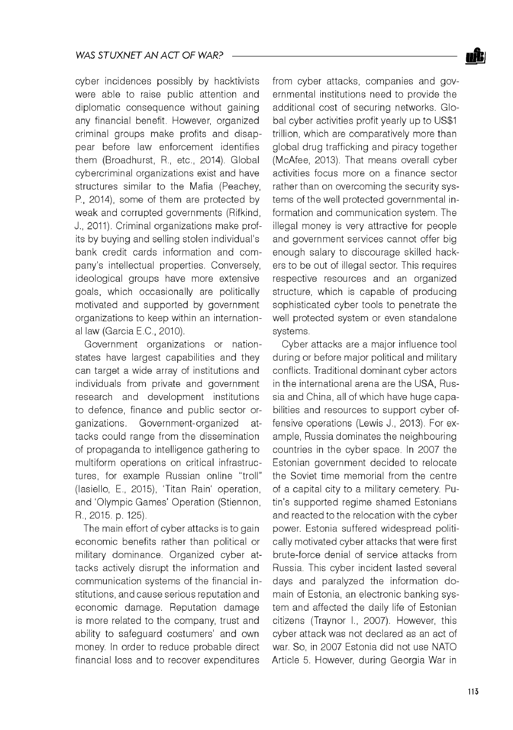cyber incidences possibly by hacktivists were able to raise public attention and diplomatic consequence without gaining any financial benefit. However, organized criminal groups make profits and disappear before law enforcement identifies them (Broadhurst, R., etc., 2014). Global cybercriminal organizations exist and have structures similar to the Mafia (Peachey, P., 2014), some of them are protected by weak and corrupted governments (Rifkind, J., 2011). Criminal organizations make profits by buying and selling stolen individual's bank credit cards information and company's intellectual properties. Conversely, ideological groups have more extensive goals, which occasionally are politically motivated and supported by government organizations to keep within an international law (Garcia E.C., 2010).

Government organizations or nation-states have largest capabilities and they can target a wide array of institutions and individuals from private and government research and development institutions to defence, finance and public sector organizations. Government-organized attacks could range from the dissemination of propaganda to intelligence gathering to multiform operations on critical infrastructures, for example Russian online "troll" (Iasiello, E., 2015), 'Titan Rain' operation, and 'Olympic Games' Operation (Stiennon, R., 2015. p. 125).

The main effort of cyber attacks is to gain economic benefits rather than political or military dominance. Organized cyber attacks actively disrupt the information and communication systems of the financial institutions, and cause serious reputation and economic damage. Reputation damage is more related to the company, trust and ability to safeguard costumers' and own money. In order to reduce probable direct financial loss and to recover expenditures from cyber attacks, companies and governmental institutions need to provide the additional cost of securing networks. Global cyber activities profit yearly up to US$1 trillion, which are comparatively more than global drug trafficking and piracy together (McAfee, 2013). That means overall cyber activities focus more on a finance sector rather than on overcoming the security systems of the well protected governmental information and communication system. The illegal money is very attractive for people and government services cannot offer big enough salary to discourage skilled hackers to be out of illegal sector. This requires respective resources and an organized structure, which is capable of producing sophisticated cyber tools to penetrate the well protected system or even standalone systems.

Cyber attacks are a major influence tool during or before major political and military conflicts. Traditional dominant cyber actors in the international arena are the USA, Russia and China, all of which have huge capabilities and resources to support cyber offensive operations (Lewis J., 2013). For example, Russia dominates the neighbouring countries in the cyber space. In 2007 the Estonian government decided to relocate the Soviet time memorial from the centre of a capital city to a military cemetery. Putin's supported regime shamed Estonians and reacted to the relocation with the cyber power. Estonia suffered widespread politically motivated cyber attacks that were first brute-force denial of service attacks from Russia. This cyber incident lasted several days and paralyzed the information domain of Estonia, an electronic banking system and affected the daily life of Estonian citizens (Traynor I., 2007). However, this cyber attack was not declared as an act of war. So, in 2007 Estonia did not use NATO Article 5. However, during Georgia War in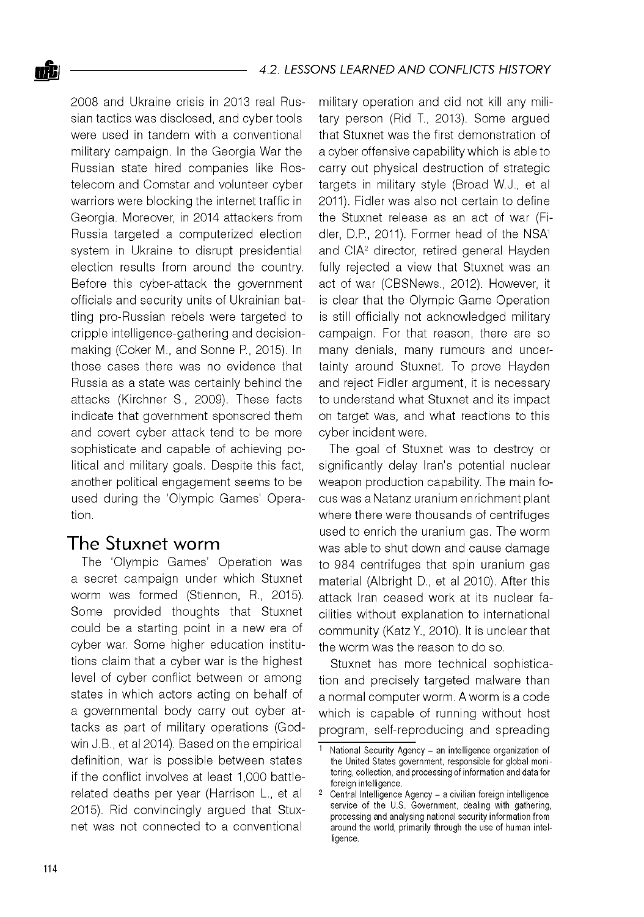2008 and Ukraine crisis in 2013 real Russian tactics was disclosed, and cyber tools were used in tandem with a conventional military campaign. In the Georgia War the Russian state hired companies like Rostelecom and Comstar and volunteer cyber warriors were blocking the internet traffic in Georgia. Moreover, in 2014 attackers from Russia targeted a computerized election system in Ukraine to disrupt presidential election results from around the country. Before this cyber-attack the government officials and security units of Ukrainian battling pro-Russian rebels were targeted to cripple intelligence-gathering and decision-making (Coker M., and Sonne P., 2015). In those cases there was no evidence that Russia as a state was certainly behind the attacks (Kirchner S., 2009). These facts indicate that government sponsored them and covert cyber attack tend to be more sophisticate and capable of achieving political and military goals. Despite this fact, another political engagement seems to be used during the 'Olympic Games' Operation.

## The Stuxnet worm

The 'Olympic Games' Operation was a secret campaign under which Stuxnet worm was formed (Stiennon, R., 2015). Some provided thoughts that Stuxnet could be a starting point in a new era of cyber war. Some higher education institutions claim that a cyber war is the highest level of cyber conflict between or among states in which actors acting on behalf of a governmental body carry out cyber attacks as part of military operations (Godwin J.B., et al 2014). Based on the empirical definition, war is possible between states if the conflict involves at least 1,000 battle-related deaths per year (Harrison L., et al 2015). Rid convincingly argued that Stuxnet was not connected to a conventional military operation and did not kill any military person (Rid T., 2013). Some argued that Stuxnet was the first demonstration of a cyber offensive capability which is able to carry out physical destruction of strategic targets in military style (Broad W.J., et al 2011). Fidler was also not certain to define the Stuxnet release as an act of war (Fidler, D.P., 2011). Former head of the NSA[1] and CIA[2] director, retired general Hayden fully rejected a view that Stuxnet was an act of war (CBSNews., 2012). However, it is clear that the Olympic Game Operation is still officially not acknowledged military campaign. For that reason, there are so many denials, many rumours and uncertainty around Stuxnet. To prove Hayden and reject Fidler argument, it is necessary to understand what Stuxnet and its impact on target was, and what reactions to this cyber incident were.

The goal of Stuxnet was to destroy or significantly delay Iran's potential nuclear weapon production capability. The main focus was a Natanz uranium enrichment plant where there were thousands of centrifuges used to enrich the uranium gas. The worm was able to shut down and cause damage to 984 centrifuges that spin uranium gas material (Albright D., et al 2010). After this attack Iran ceased work at its nuclear facilities without explanation to international community (Katz Y., 2010). It is unclear that the worm was the reason to do so.

Stuxnet has more technical sophistication and precisely targeted malware than a normal computer worm. A worm is a code which is capable of running without host program, self-reproducing and spreading

---

[1] National Security Agency – an intelligence organization of the United States government, responsible for global monitoring, collection, and processing of information and data for foreign intelligence.

[2] Central Intelligence Agency – a civilian foreign intelligence service of the U.S. Government, dealing with gathering, processing and analysing national security information from around the world, primarily through the use of human intelligence.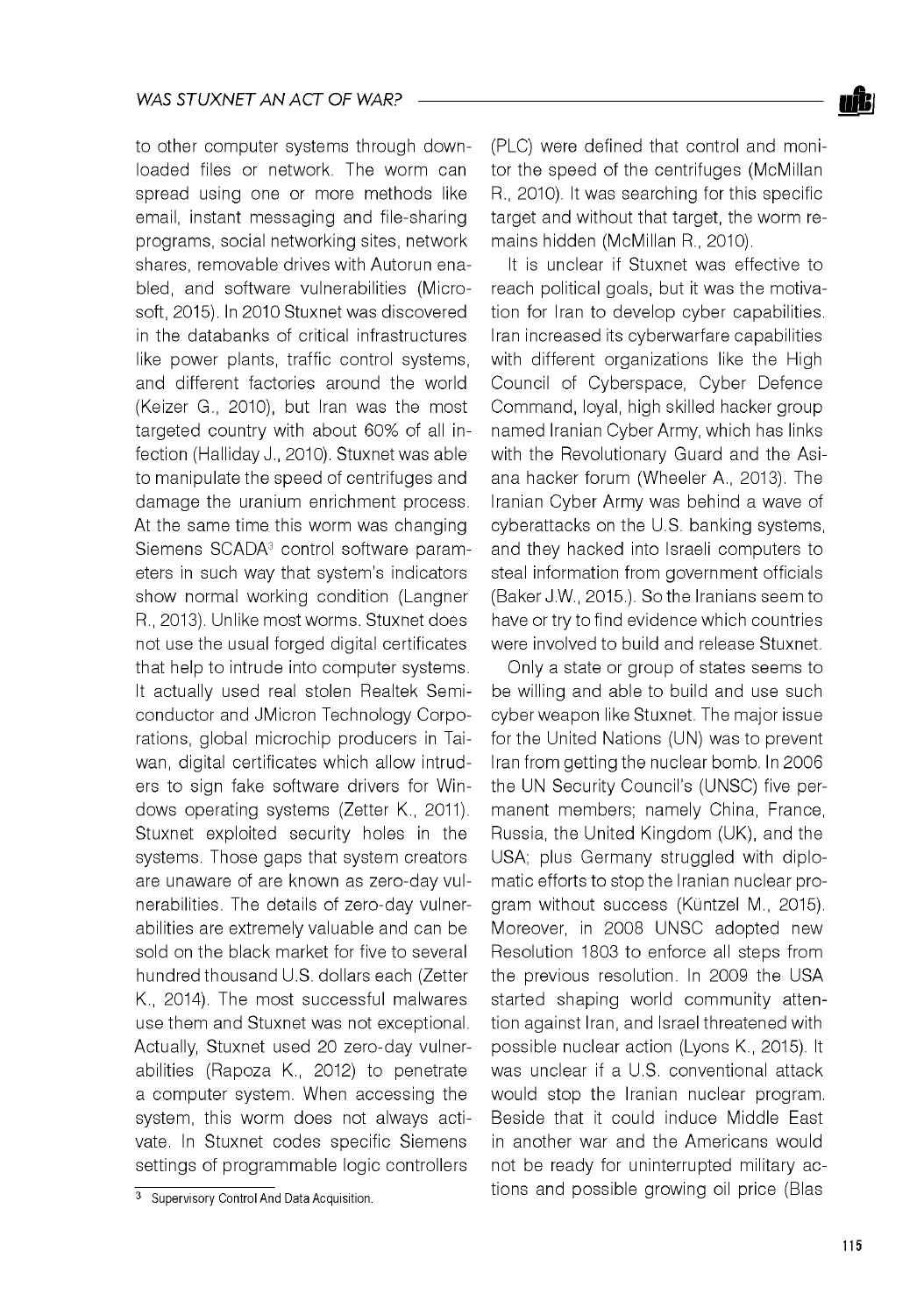to other computer systems through downloaded files or network. The worm can spread using one or more methods like email, instant messaging and file-sharing programs, social networking sites, network shares, removable drives with Autorun enabled, and software vulnerabilities (Microsoft, 2015). In 2010 Stuxnet was discovered in the databanks of critical infrastructures like power plants, traffic control systems, and different factories around the world (Keizer G., 2010), but Iran was the most targeted country with about 60% of all infection (Halliday J., 2010). Stuxnet was able to manipulate the speed of centrifuges and damage the uranium enrichment process. At the same time this worm was changing Siemens SCADA[3] control software parameters in such way that system's indicators show normal working condition (Langner R., 2013). Unlike most worms. Stuxnet does not use the usual forged digital certificates that help to intrude into computer systems. It actually used real stolen Realtek Semiconductor and JMicron Technology Corporations, global microchip producers in Taiwan, digital certificates which allow intruders to sign fake software drivers for Windows operating systems (Zetter K., 2011). Stuxnet exploited security holes in the systems. Those gaps that system creators are unaware of are known as zero-day vulnerabilities. The details of zero-day vulnerabilities are extremely valuable and can be sold on the black market for five to several hundred thousand U.S. dollars each (Zetter K., 2014). The most successful malwares use them and Stuxnet was not exceptional. Actually, Stuxnet used 20 zero-day vulnerabilities (Rapoza K., 2012) to penetrate a computer system. When accessing the system, this worm does not always activate. In Stuxnet codes specific Siemens settings of programmable logic controllers (PLC) were defined that control and monitor the speed of the centrifuges (McMillan R., 2010). It was searching for this specific target and without that target, the worm remains hidden (McMillan R., 2010).

It is unclear if Stuxnet was effective to reach political goals, but it was the motivation for Iran to develop cyber capabilities. Iran increased its cyberwarfare capabilities with different organizations like the High Council of Cyberspace, Cyber Defence Command, loyal, high skilled hacker group named Iranian Cyber Army, which has links with the Revolutionary Guard and the Asiana hacker forum (Wheeler A., 2013). The Iranian Cyber Army was behind a wave of cyberattacks on the U.S. banking systems, and they hacked into Israeli computers to steal information from government officials (Baker J.W., 2015.). So the Iranians seem to have or try to find evidence which countries were involved to build and release Stuxnet.

Only a state or group of states seems to be willing and able to build and use such cyber weapon like Stuxnet. The major issue for the United Nations (UN) was to prevent Iran from getting the nuclear bomb. In 2006 the UN Security Council's (UNSC) five permanent members; namely China, France, Russia, the United Kingdom (UK), and the USA; plus Germany struggled with diplomatic efforts to stop the Iranian nuclear program without success (Küntzel M., 2015). Moreover, in 2008 UNSC adopted new Resolution 1803 to enforce all steps from the previous resolution. In 2009 the USA started shaping world community attention against Iran, and Israel threatened with possible nuclear action (Lyons K., 2015). It was unclear if a U.S. conventional attack would stop the Iranian nuclear program. Beside that it could induce Middle East in another war and the Americans would not be ready for uninterrupted military actions and possible growing oil price (Blas

[3] Supervisory Control And Data Acquisition.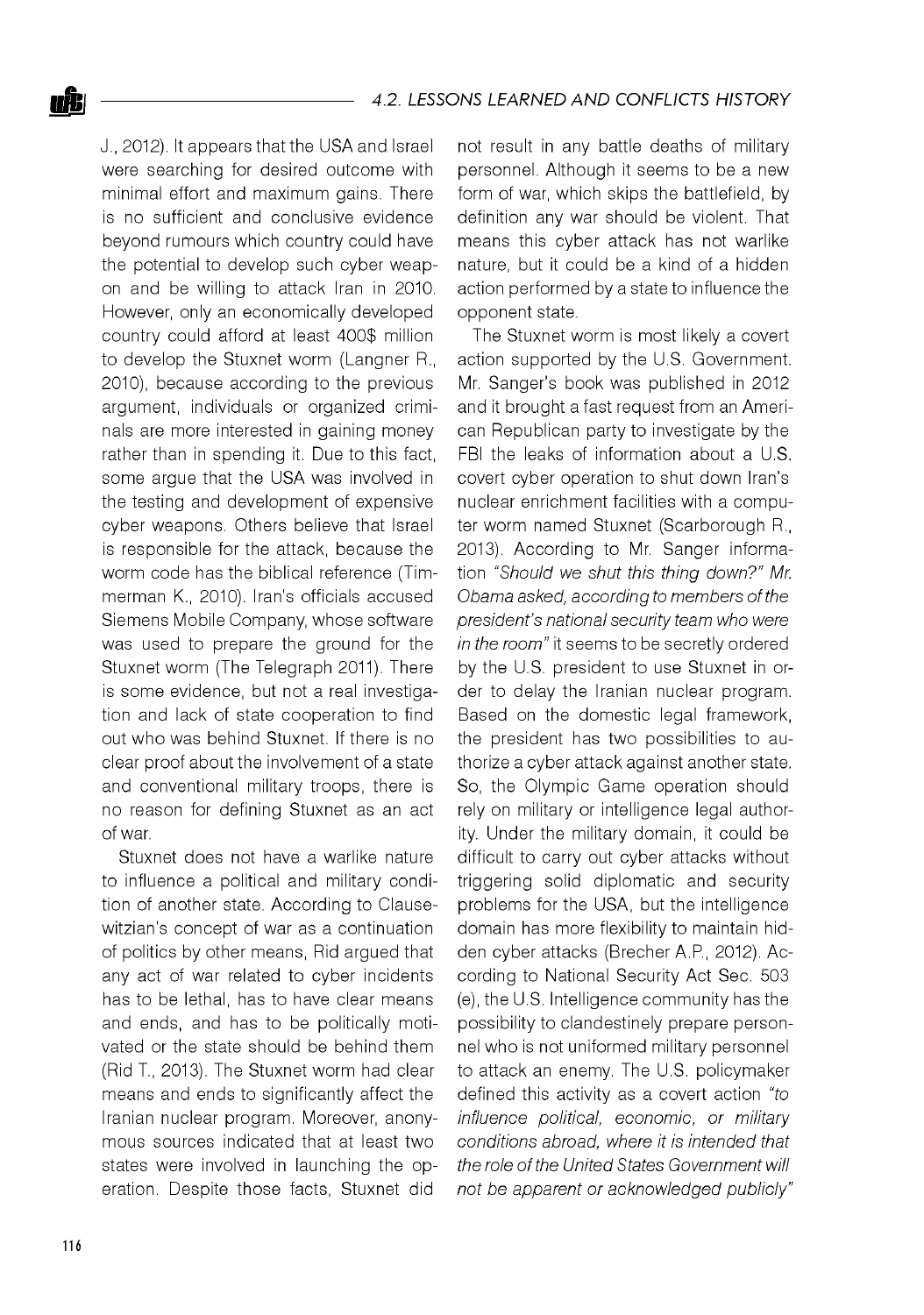J., 2012). It appears that the USA and Israel were searching for desired outcome with minimal effort and maximum gains. There is no sufficient and conclusive evidence beyond rumours which country could have the potential to develop such cyber weapon and be willing to attack Iran in 2010. However, only an economically developed country could afford at least 400$ million to develop the Stuxnet worm (Langner R., 2010), because according to the previous argument, individuals or organized criminals are more interested in gaining money rather than in spending it. Due to this fact, some argue that the USA was involved in the testing and development of expensive cyber weapons. Others believe that Israel is responsible for the attack, because the worm code has the biblical reference (Timmerman K., 2010). Iran's officials accused Siemens Mobile Company, whose software was used to prepare the ground for the Stuxnet worm (The Telegraph 2011). There is some evidence, but not a real investigation and lack of state cooperation to find out who was behind Stuxnet. If there is no clear proof about the involvement of a state and conventional military troops, there is no reason for defining Stuxnet as an act of war.

Stuxnet does not have a warlike nature to influence a political and military condition of another state. According to Clausewitzian's concept of war as a continuation of politics by other means, Rid argued that any act of war related to cyber incidents has to be lethal, has to have clear means and ends, and has to be politically motivated or the state should be behind them (Rid T., 2013). The Stuxnet worm had clear means and ends to significantly affect the Iranian nuclear program. Moreover, anonymous sources indicated that at least two states were involved in launching the operation. Despite those facts, Stuxnet did not result in any battle deaths of military personnel. Although it seems to be a new form of war, which skips the battlefield, by definition any war should be violent. That means this cyber attack has not warlike nature, but it could be a kind of a hidden action performed by a state to influence the opponent state.

The Stuxnet worm is most likely a covert action supported by the U.S. Government. Mr. Sanger's book was published in 2012 and it brought a fast request from an American Republican party to investigate by the FBI the leaks of information about a U.S. covert cyber operation to shut down Iran's nuclear enrichment facilities with a computer worm named Stuxnet (Scarborough R., 2013). According to Mr. Sanger information *"Should we shut this thing down?" Mr. Obama asked, according to members of the president's national security team who were in the room"* it seems to be secretly ordered by the U.S. president to use Stuxnet in order to delay the Iranian nuclear program. Based on the domestic legal framework, the president has two possibilities to authorize a cyber attack against another state. So, the Olympic Game operation should rely on military or intelligence legal authority. Under the military domain, it could be difficult to carry out cyber attacks without triggering solid diplomatic and security problems for the USA, but the intelligence domain has more flexibility to maintain hidden cyber attacks (Brecher A.P., 2012). According to National Security Act Sec. 503 (e), the U.S. Intelligence community has the possibility to clandestinely prepare personnel who is not uniformed military personnel to attack an enemy. The U.S. policymaker defined this activity as a covert action *"to influence political, economic, or military conditions abroad, where it is intended that the role of the United States Government will not be apparent or acknowledged publicly"*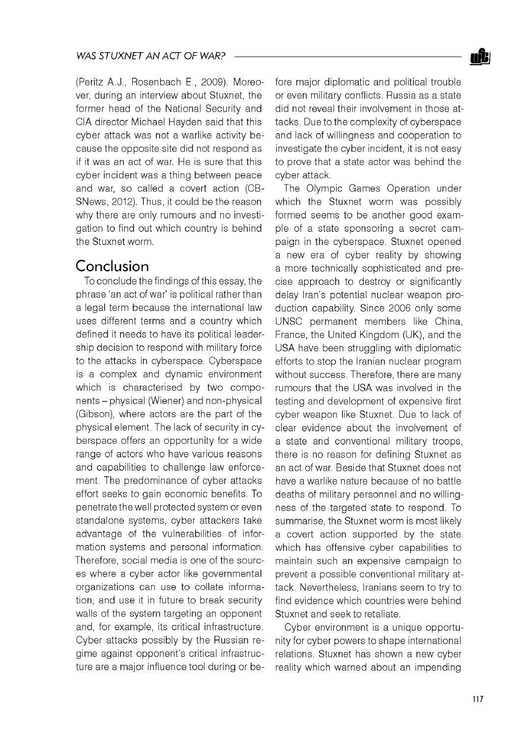(Peritz A.J., Rosenbach E., 2009). Moreover, during an interview about Stuxnet, the former head of the National Security and CIA director Michael Hayden said that this cyber attack was not a warlike activity because the opposite site did not respond as if it was an act of war. He is sure that this cyber incident was a thing between peace and war, so called a covert action (CBSNews, 2012). Thus, it could be the reason why there are only rumours and no investigation to find out which country is behind the Stuxnet worm.

## Conclusion

To conclude the findings of this essay, the phrase 'an act of war' is political rather than a legal term because the international law uses different terms and a country which defined it needs to have its political leadership decision to respond with military force to the attacks in cyberspace. Cyberspace is a complex and dynamic environment which is characterised by two components – physical (Wiener) and non-physical (Gibson), where actors are the part of the physical element. The lack of security in cyberspace offers an opportunity for a wide range of actors who have various reasons and capabilities to challenge law enforcement. The predominance of cyber attacks effort seeks to gain economic benefits. To penetrate the well protected system or even standalone systems, cyber attackers take advantage of the vulnerabilities of information systems and personal information. Therefore, social media is one of the sources where a cyber actor like governmental organizations can use to collate information, and use it in future to break security walls of the system targeting an opponent and, for example, its critical infrastructure. Cyber attacks possibly by the Russian regime against opponent's critical infrastructure are a major influence tool during or before major diplomatic and political trouble or even military conflicts. Russia as a state did not reveal their involvement in those attacks. Due to the complexity of cyberspace and lack of willingness and cooperation to investigate the cyber incident, it is not easy to prove that a state actor was behind the cyber attack.

The Olympic Games Operation under which the Stuxnet worm was possibly formed seems to be another good example of a state sponsoring a secret campaign in the cyberspace. Stuxnet opened a new era of cyber reality by showing a more technically sophisticated and precise approach to destroy or significantly delay Iran's potential nuclear weapon production capability. Since 2006 only some UNSC permanent members like China, France, the United Kingdom (UK), and the USA have been struggling with diplomatic efforts to stop the Iranian nuclear program without success. Therefore, there are many rumours that the USA was involved in the testing and development of expensive first cyber weapon like Stuxnet. Due to lack of clear evidence about the involvement of a state and conventional military troops, there is no reason for defining Stuxnet as an act of war. Beside that Stuxnet does not have a warlike nature because of no battle deaths of military personnel and no willingness of the targeted state to respond. To summarise, the Stuxnet worm is most likely a covert action supported by the state which has offensive cyber capabilities to maintain such an expensive campaign to prevent a possible conventional military attack. Nevertheless, Iranians seem to try to find evidence which countries were behind Stuxnet and seek to retaliate.

Cyber environment is a unique opportunity for cyber powers to shape international relations. Stuxnet has shown a new cyber reality which warned about an impending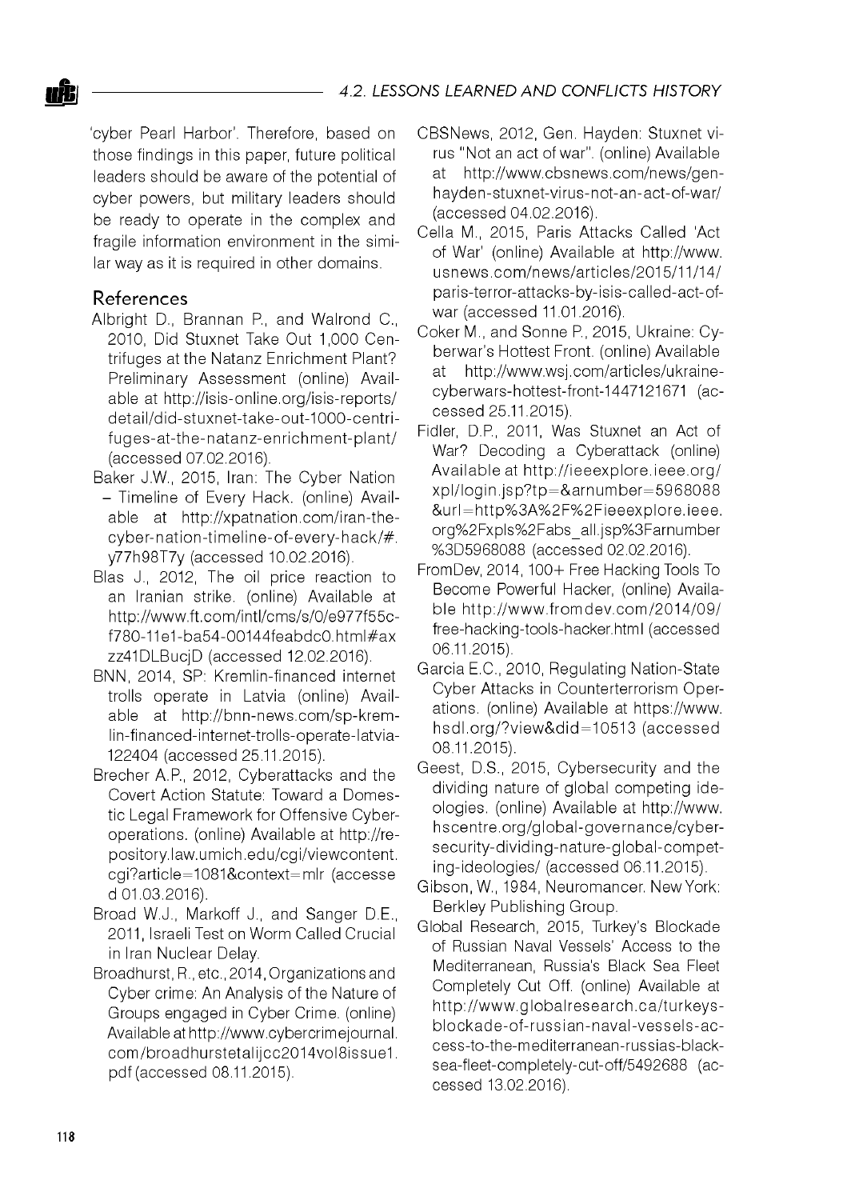'cyber Pearl Harbor'. Therefore, based on those findings in this paper, future political leaders should be aware of the potential of cyber powers, but military leaders should be ready to operate in the complex and fragile information environment in the similar way as it is required in other domains.

## References

Albright D., Brannan P., and Walrond C., 2010, Did Stuxnet Take Out 1,000 Centrifuges at the Natanz Enrichment Plant? Preliminary Assessment (online) Available at http://isis-online.org/isis-reports/detail/did-stuxnet-take-out-1000-centrifuges-at-the-natanz-enrichment-plant/ (accessed 07.02.2016).

Baker J.W., 2015, Iran: The Cyber Nation – Timeline of Every Hack. (online) Available at http://xpatnation.com/iran-the-cyber-nation-timeline-of-every-hack/#.y77h98T7y (accessed 10.02.2016).

Blas J., 2012, The oil price reaction to an Iranian strike. (online) Available at http://www.ft.com/intl/cms/s/0/e977f55c-f780-11e1-ba54-00144feabdc0.html#axzz41DLBucjD (accessed 12.02.2016).

BNN, 2014, SP: Kremlin-financed internet trolls operate in Latvia (online) Available at http://bnn-news.com/sp-kremlin-financed-internet-trolls-operate-latvia-122404 (accessed 25.11.2015).

Brecher A.P., 2012, Cyberattacks and the Covert Action Statute: Toward a Domestic Legal Framework for Offensive Cyberoperations. (online) Available at http://repository.law.umich.edu/cgi/viewcontent.cgi?article=1081&context=mlr (accessed 01.03.2016).

Broad W.J., Markoff J., and Sanger D.E., 2011, Israeli Test on Worm Called Crucial in Iran Nuclear Delay.

Broadhurst, R., etc., 2014, Organizations and Cyber crime: An Analysis of the Nature of Groups engaged in Cyber Crime. (online) Available at http://www.cybercrimejournal.com/broadhurstetalijcc2014vol8issue1.pdf (accessed 08.11.2015).

CBSNews, 2012, Gen. Hayden: Stuxnet virus "Not an act of war". (online) Available at http://www.cbsnews.com/news/gen-hayden-stuxnet-virus-not-an-act-of-war/ (accessed 04.02.2016).

Cella M., 2015, Paris Attacks Called 'Act of War' (online) Available at http://www.usnews.com/news/articles/2015/11/14/paris-terror-attacks-by-isis-called-act-of-war (accessed 11.01.2016).

Coker M., and Sonne P., 2015, Ukraine: Cyberwar's Hottest Front. (online) Available at http://www.wsj.com/articles/ukraine-cyberwars-hottest-front-1447121671 (accessed 25.11.2015).

Fidler, D.P., 2011, Was Stuxnet an Act of War? Decoding a Cyberattack (online) Available at http://ieeexplore.ieee.org/xpl/login.jsp?tp=&arnumber=5968088&url=http%3A%2F%2Fieeexplore.ieee.org%2Fxpls%2Fabs_all.jsp%3Farnumber%3D5968088 (accessed 02.02.2016).

FromDev, 2014, 100+ Free Hacking Tools To Become Powerful Hacker, (online) Available http://www.fromdev.com/2014/09/free-hacking-tools-hacker.html (accessed 06.11.2015).

Garcia E.C., 2010, Regulating Nation-State Cyber Attacks in Counterterrorism Operations. (online) Available at https://www.hsdl.org/?view&did=10513 (accessed 08.11.2015).

Geest, D.S., 2015, Cybersecurity and the dividing nature of global competing ideologies. (online) Available at http://www.hscentre.org/global-governance/cybersecurity-dividing-nature-global-competing-ideologies/ (accessed 06.11.2015).

Gibson, W., 1984, Neuromancer. New York: Berkley Publishing Group.

Global Research, 2015, Turkey's Blockade of Russian Naval Vessels' Access to the Mediterranean, Russia's Black Sea Fleet Completely Cut Off. (online) Available at http://www.globalresearch.ca/turkeys-blockade-of-russian-naval-vessels-access-to-the-mediterranean-russias-black-sea-fleet-completely-cut-off/5492688 (accessed 13.02.2016).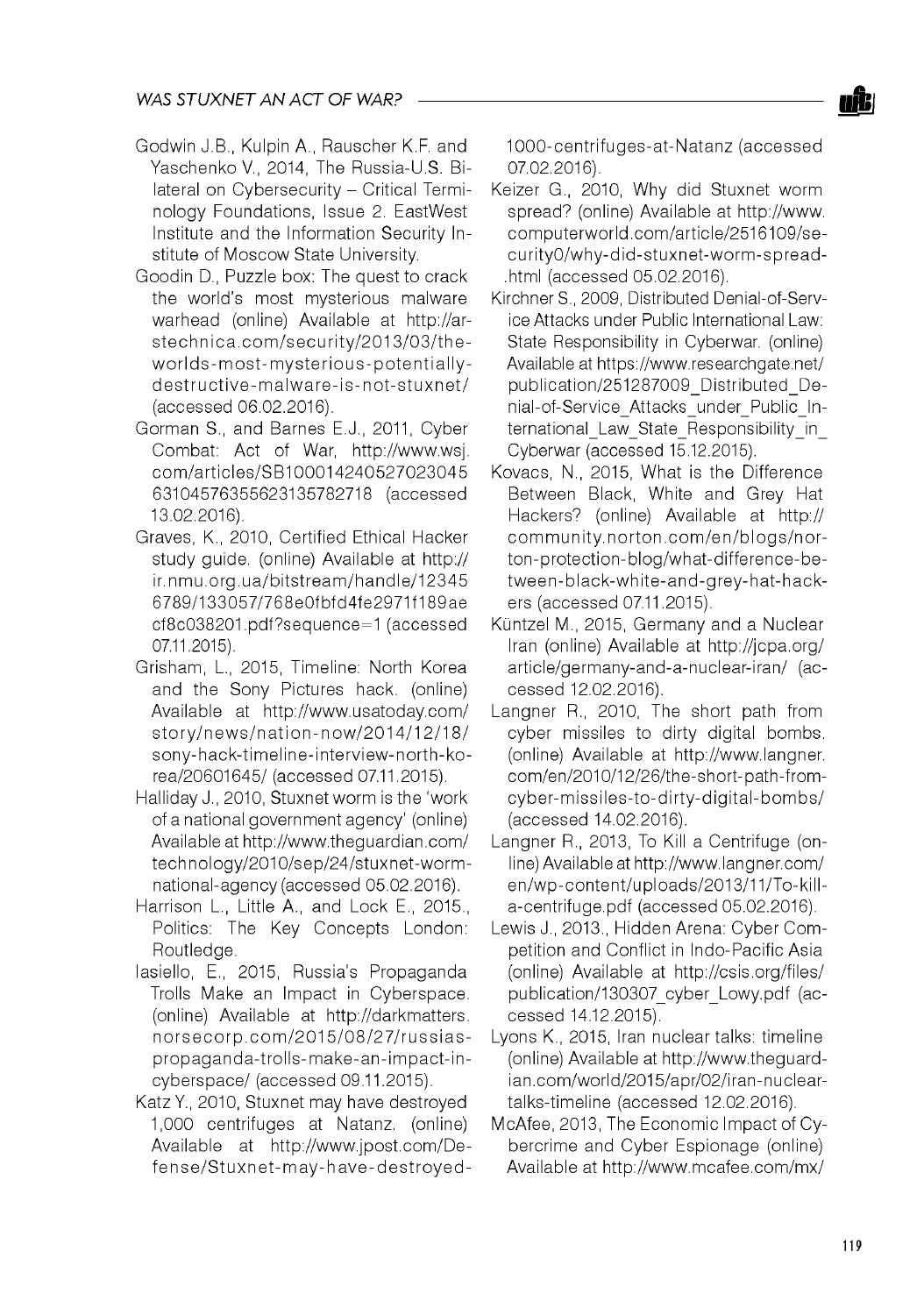Godwin J.B., Kulpin A., Rauscher K.F. and Yaschenko V., 2014, The Russia-U.S. Bilateral on Cybersecurity – Critical Terminology Foundations, Issue 2. EastWest Institute and the Information Security Institute of Moscow State University.

Goodin D., Puzzle box: The quest to crack the world's most mysterious malware warhead (online) Available at http://arstechnica.com/security/2013/03/the-worlds-most-mysterious-potentially-destructive-malware-is-not-stuxnet/ (accessed 06.02.2016).

Gorman S., and Barnes E.J., 2011, Cyber Combat: Act of War, http://www.wsj.com/articles/SB10001424052702304563104576355623135782718 (accessed 13.02.2016).

Graves, K., 2010, Certified Ethical Hacker study guide. (online) Available at http://ir.nmu.org.ua/bitstream/handle/123456789/133057/768e0fbfd4fe2971f189aecf8c038201.pdf?sequence=1 (accessed 07.11.2015).

Grisham, L., 2015, Timeline: North Korea and the Sony Pictures hack. (online) Available at http://www.usatoday.com/story/news/nation-now/2014/12/18/sony-hack-timeline-interview-north-korea/20601645/ (accessed 07.11.2015).

Halliday J., 2010, Stuxnet worm is the 'work of a national government agency' (online) Available at http://www.theguardian.com/technology/2010/sep/24/stuxnet-worm-national-agency (accessed 05.02.2016).

Harrison L., Little A., and Lock E., 2015., Politics: The Key Concepts London: Routledge.

Iasiello, E., 2015, Russia's Propaganda Trolls Make an Impact in Cyberspace. (online) Available at http://darkmatters.norsecorp.com/2015/08/27/russias-propaganda-trolls-make-an-impact-in-cyberspace/ (accessed 09.11.2015).

Katz Y., 2010, Stuxnet may have destroyed 1,000 centrifuges at Natanz. (online) Available at http://www.jpost.com/Defense/Stuxnet-may-have-destroyed-1000-centrifuges-at-Natanz (accessed 07.02.2016).

Keizer G., 2010, Why did Stuxnet worm spread? (online) Available at http://www.computerworld.com/article/2516109/security0/why-did-stuxnet-worm-spread-.html (accessed 05.02.2016).

Kirchner S., 2009, Distributed Denial-of-Service Attacks under Public International Law: State Responsibility in Cyberwar. (online) Available at https://www.researchgate.net/publication/251287009_Distributed_Denial-of-Service_Attacks_under_Public_International_Law_State_Responsibility_in_Cyberwar (accessed 15.12.2015).

Kovacs, N., 2015, What is the Difference Between Black, White and Grey Hat Hackers? (online) Available at http://community.norton.com/en/blogs/norton-protection-blog/what-difference-between-black-white-and-grey-hat-hackers (accessed 07.11.2015).

Küntzel M., 2015, Germany and a Nuclear Iran (online) Available at http://jcpa.org/article/germany-and-a-nuclear-iran/ (accessed 12.02.2016).

Langner R., 2010, The short path from cyber missiles to dirty digital bombs. (online) Available at http://www.langner.com/en/2010/12/26/the-short-path-from-cyber-missiles-to-dirty-digital-bombs/ (accessed 14.02.2016).

Langner R., 2013, To Kill a Centrifuge (online) Available at http://www.langner.com/en/wp-content/uploads/2013/11/To-kill-a-centrifuge.pdf (accessed 05.02.2016).

Lewis J., 2013., Hidden Arena: Cyber Competition and Conflict in Indo-Pacific Asia (online) Available at http://csis.org/files/publication/130307_cyber_Lowy.pdf (accessed 14.12.2015).

Lyons K., 2015, Iran nuclear talks: timeline (online) Available at http://www.theguardian.com/world/2015/apr/02/iran-nuclear-talks-timeline (accessed 12.02.2016).

McAfee, 2013, The Economic Impact of Cybercrime and Cyber Espionage (online) Available at http://www.mcafee.com/mx/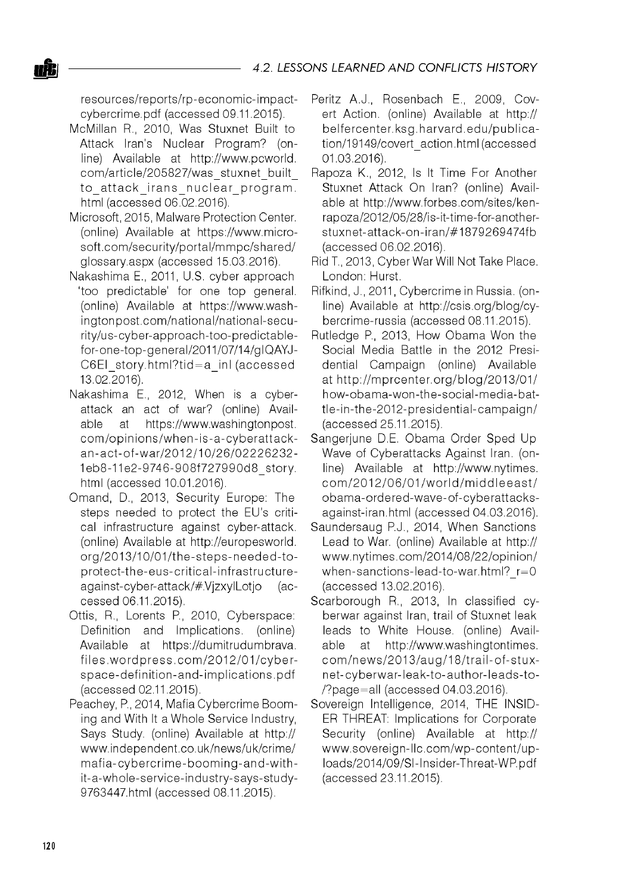resources/reports/rp-economic-impact-cybercrime.pdf (accessed 09.11.2015).

McMillan R., 2010, Was Stuxnet Built to Attack Iran's Nuclear Program? (online) Available at http://www.pcworld.com/article/205827/was_stuxnet_built_to_attack_irans_nuclear_program.html (accessed 06.02.2016).

Microsoft, 2015, Malware Protection Center. (online) Available at https://www.microsoft.com/security/portal/mmpc/shared/glossary.aspx (accessed 15.03.2016).

Nakashima E., 2011, U.S. cyber approach 'too predictable' for one top general. (online) Available at https://www.washingtonpost.com/national/national-security/us-cyber-approach-too-predictable-for-one-top-general/2011/07/14/gIQAYJC6EI_story.html?tid=a_inl (accessed 13.02.2016).

Nakashima E., 2012, When is a cyberattack an act of war? (online) Available at https://www.washingtonpost.com/opinions/when-is-a-cyberattack-an-act-of-war/2012/10/26/02226232-1eb8-11e2-9746-908f727990d8_story.html (accessed 10.01.2016).

Omand, D., 2013, Security Europe: The steps needed to protect the EU's critical infrastructure against cyber-attack. (online) Available at http://europesworld.org/2013/10/01/the-steps-needed-to-protect-the-eus-critical-infrastructure-against-cyber-attack/#.VjzxylLotjo (accessed 06.11.2015).

Ottis, R., Lorents P., 2010, Cyberspace: Definition and Implications. (online) Available at https://dumitrudumbrava.files.wordpress.com/2012/01/cyberspace-definition-and-implications.pdf (accessed 02.11.2015).

Peachey, P., 2014, Mafia Cybercrime Booming and With It a Whole Service Industry, Says Study. (online) Available at http://www.independent.co.uk/news/uk/crime/mafia-cybercrime-booming-and-with-it-a-whole-service-industry-says-study-9763447.html (accessed 08.11.2015).

Peritz A.J., Rosenbach E., 2009, Covert Action. (online) Available at http://belfercenter.ksg.harvard.edu/publication/19149/covert_action.html (accessed 01.03.2016).

Rapoza K., 2012, Is It Time For Another Stuxnet Attack On Iran? (online) Available at http://www.forbes.com/sites/kenrapoza/2012/05/28/is-it-time-for-another-stuxnet-attack-on-iran/#1879269474fb (accessed 06.02.2016).

Rid T., 2013, Cyber War Will Not Take Place. London: Hurst.

Rifkind, J., 2011, Cybercrime in Russia. (online) Available at http://csis.org/blog/cybercrime-russia (accessed 08.11.2015).

Rutledge P., 2013, How Obama Won the Social Media Battle in the 2012 Presidential Campaign (online) Available at http://mprcenter.org/blog/2013/01/how-obama-won-the-social-media-battle-in-the-2012-presidential-campaign/ (accessed 25.11.2015).

Sangerjune D.E. Obama Order Sped Up Wave of Cyberattacks Against Iran. (online) Available at http://www.nytimes.com/2012/06/01/world/middleeast/obama-ordered-wave-of-cyberattacks-against-iran.html (accessed 04.03.2016).

Saundersaug P.J., 2014, When Sanctions Lead to War. (online) Available at http://www.nytimes.com/2014/08/22/opinion/when-sanctions-lead-to-war.html?_r=0 (accessed 13.02.2016).

Scarborough R., 2013, In classified cyberwar against Iran, trail of Stuxnet leak leads to White House. (online) Available at http://www.washingtontimes.com/news/2013/aug/18/trail-of-stuxnet-cyberwar-leak-to-author-leads-to-/?page=all (accessed 04.03.2016).

Sovereign Intelligence, 2014, THE INSIDER THREAT: Implications for Corporate Security (online) Available at http://www.sovereign-llc.com/wp-content/uploads/2014/09/SI-Insider-Threat-WP.pdf (accessed 23.11.2015).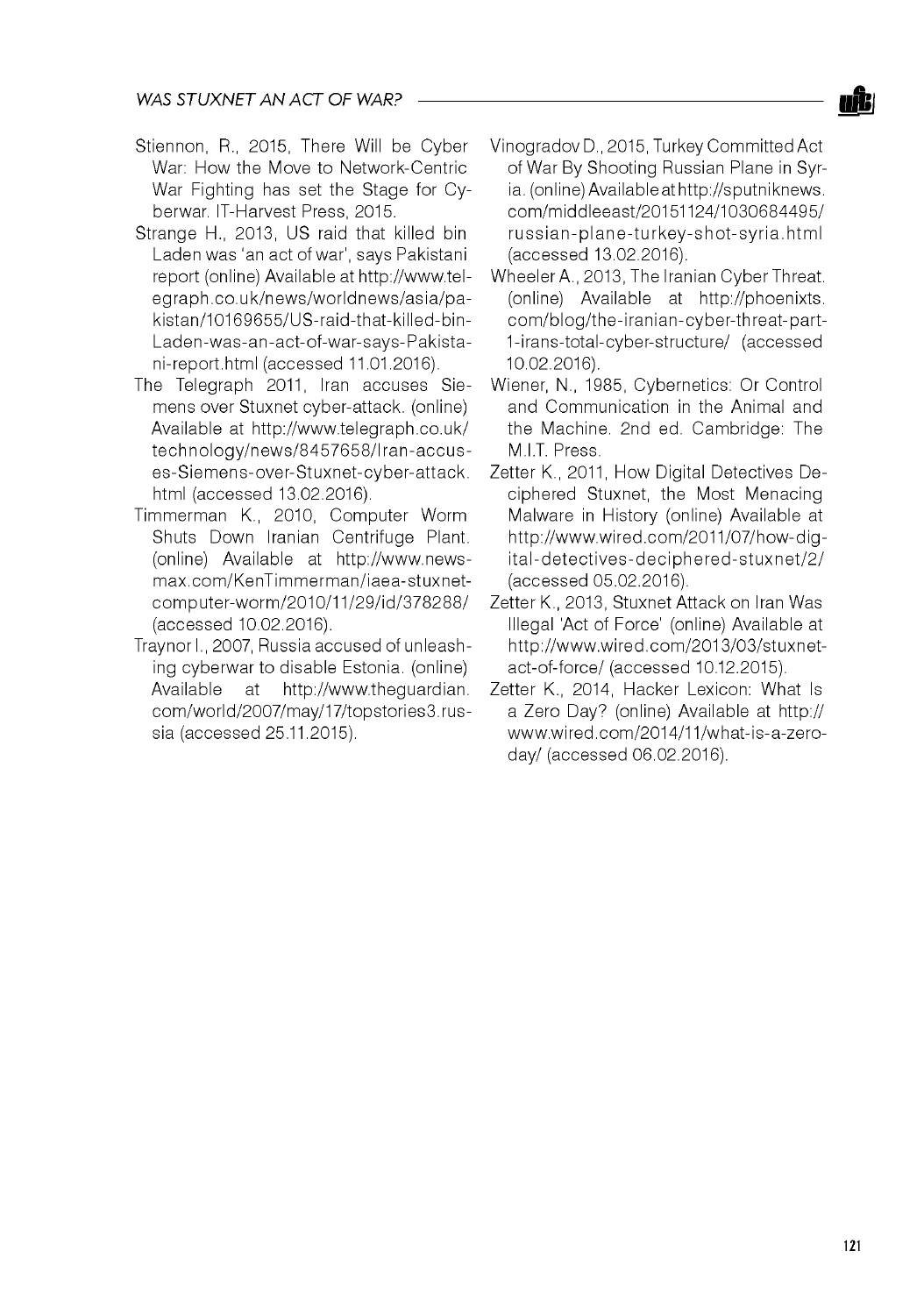Stiennon, R., 2015, There Will be Cyber War: How the Move to Network-Centric War Fighting has set the Stage for Cyberwar. IT-Harvest Press, 2015.

Strange H., 2013, US raid that killed bin Laden was 'an act of war', says Pakistani report (online) Available at http://www.telegraph.co.uk/news/worldnews/asia/pakistan/10169655/US-raid-that-killed-bin-Laden-was-an-act-of-war-says-Pakistani-report.html (accessed 11.01.2016).

The Telegraph 2011, Iran accuses Siemens over Stuxnet cyber-attack. (online) Available at http://www.telegraph.co.uk/technology/news/8457658/Iran-accuses-Siemens-over-Stuxnet-cyber-attack.html (accessed 13.02.2016).

Timmerman K., 2010, Computer Worm Shuts Down Iranian Centrifuge Plant. (online) Available at http://www.newsmax.com/KenTimmerman/iaea-stuxnet-computer-worm/2010/11/29/id/378288/ (accessed 10.02.2016).

Traynor I., 2007, Russia accused of unleashing cyberwar to disable Estonia. (online) Available at http://www.theguardian.com/world/2007/may/17/topstories3.russia (accessed 25.11.2015).

Vinogradov D., 2015, Turkey Committed Act of War By Shooting Russian Plane in Syria. (online) Available at http://sputniknews.com/middleeast/20151124/1030684495/russian-plane-turkey-shot-syria.html (accessed 13.02.2016).

Wheeler A., 2013, The Iranian Cyber Threat. (online) Available at http://phoenixts.com/blog/the-iranian-cyber-threat-part-1-irans-total-cyber-structure/ (accessed 10.02.2016).

Wiener, N., 1985, Cybernetics: Or Control and Communication in the Animal and the Machine. 2nd ed. Cambridge: The M.I.T. Press.

Zetter K., 2011, How Digital Detectives Deciphered Stuxnet, the Most Menacing Malware in History (online) Available at http://www.wired.com/2011/07/how-digital-detectives-deciphered-stuxnet/2/ (accessed 05.02.2016).

Zetter K., 2013, Stuxnet Attack on Iran Was Illegal 'Act of Force' (online) Available at http://www.wired.com/2013/03/stuxnet-act-of-force/ (accessed 10.12.2015).

Zetter K., 2014, Hacker Lexicon: What Is a Zero Day? (online) Available at http://www.wired.com/2014/11/what-is-a-zero-day/ (accessed 06.02.2016).